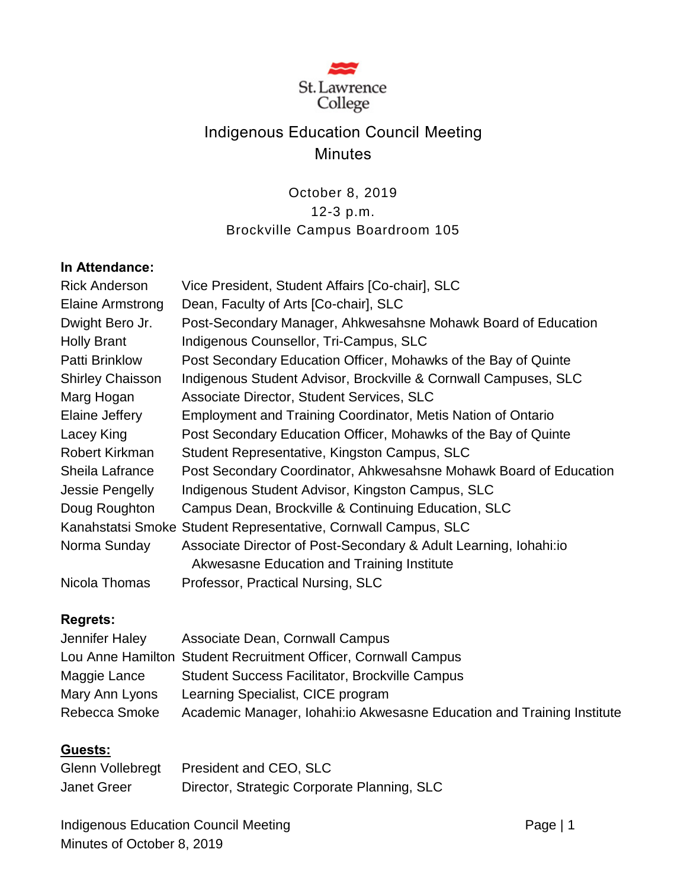St. Lawrence College

# Indigenous Education Council Meeting
# Minutes

October 8, 2019
12-3 p.m.
Brockville Campus Boardroom 105

**In Attendance:**

| | |
|---|---|
| Rick Anderson | Vice President, Student Affairs [Co-chair], SLC |
| Elaine Armstrong | Dean, Faculty of Arts [Co-chair], SLC |
| Dwight Bero Jr. | Post-Secondary Manager, Ahkwesahsne Mohawk Board of Education |
| Holly Brant | Indigenous Counsellor, Tri-Campus, SLC |
| Patti Brinklow | Post Secondary Education Officer, Mohawks of the Bay of Quinte |
| Shirley Chaisson | Indigenous Student Advisor, Brockville & Cornwall Campuses, SLC |
| Marg Hogan | Associate Director, Student Services, SLC |
| Elaine Jeffery | Employment and Training Coordinator, Metis Nation of Ontario |
| Lacey King | Post Secondary Education Officer, Mohawks of the Bay of Quinte |
| Robert Kirkman | Student Representative, Kingston Campus, SLC |
| Sheila Lafrance | Post Secondary Coordinator, Ahkwesahsne Mohawk Board of Education |
| Jessie Pengelly | Indigenous Student Advisor, Kingston Campus, SLC |
| Doug Roughton | Campus Dean, Brockville & Continuing Education, SLC |
| Kanahstatsi Smoke | Student Representative, Cornwall Campus, SLC |
| Norma Sunday | Associate Director of Post-Secondary & Adult Learning, Iohahi:io Akwesasne Education and Training Institute |
| Nicola Thomas | Professor, Practical Nursing, SLC |

**Regrets:**

| | |
|---|---|
| Jennifer Haley | Associate Dean, Cornwall Campus |
| Lou Anne Hamilton | Student Recruitment Officer, Cornwall Campus |
| Maggie Lance | Student Success Facilitator, Brockville Campus |
| Mary Ann Lyons | Learning Specialist, CICE program |
| Rebecca Smoke | Academic Manager, Iohahi:io Akwesasne Education and Training Institute |

**Guests:**

| | |
|---|---|
| Glenn Vollebregt | President and CEO, SLC |
| Janet Greer | Director, Strategic Corporate Planning, SLC |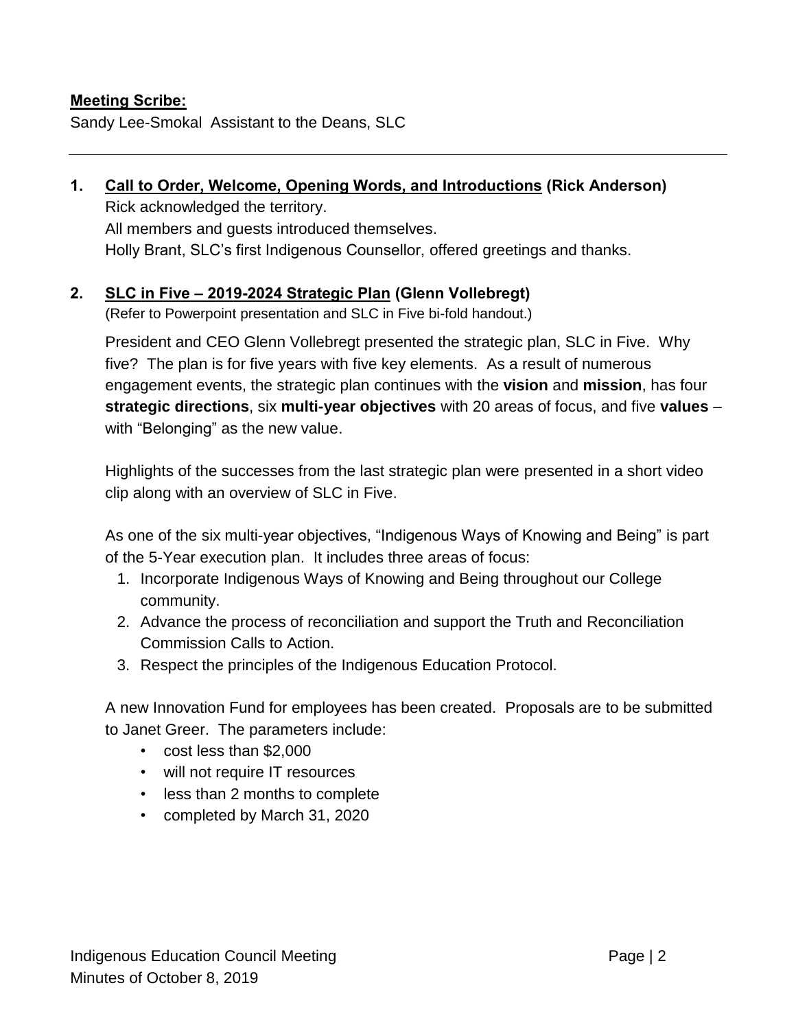**Meeting Scribe:**

Sandy Lee-Smokal Assistant to the Deans, SLC

---

1. **Call to Order, Welcome, Opening Words, and Introductions (Rick Anderson)**

   Rick acknowledged the territory.
   All members and guests introduced themselves.
   Holly Brant, SLC's first Indigenous Counsellor, offered greetings and thanks.

2. **SLC in Five – 2019-2024 Strategic Plan (Glenn Vollebregt)**

   (Refer to Powerpoint presentation and SLC in Five bi-fold handout.)

   President and CEO Glenn Vollebregt presented the strategic plan, SLC in Five. Why five? The plan is for five years with five key elements. As a result of numerous engagement events, the strategic plan continues with the **vision** and **mission**, has four **strategic directions**, six **multi-year objectives** with 20 areas of focus, and five **values** – with "Belonging" as the new value.

   Highlights of the successes from the last strategic plan were presented in a short video clip along with an overview of SLC in Five.

   As one of the six multi-year objectives, "Indigenous Ways of Knowing and Being" is part of the 5-Year execution plan. It includes three areas of focus:

   1. Incorporate Indigenous Ways of Knowing and Being throughout our College community.
   2. Advance the process of reconciliation and support the Truth and Reconciliation Commission Calls to Action.
   3. Respect the principles of the Indigenous Education Protocol.

   A new Innovation Fund for employees has been created. Proposals are to be submitted to Janet Greer. The parameters include:

   - cost less than $2,000
   - will not require IT resources
   - less than 2 months to complete
   - completed by March 31, 2020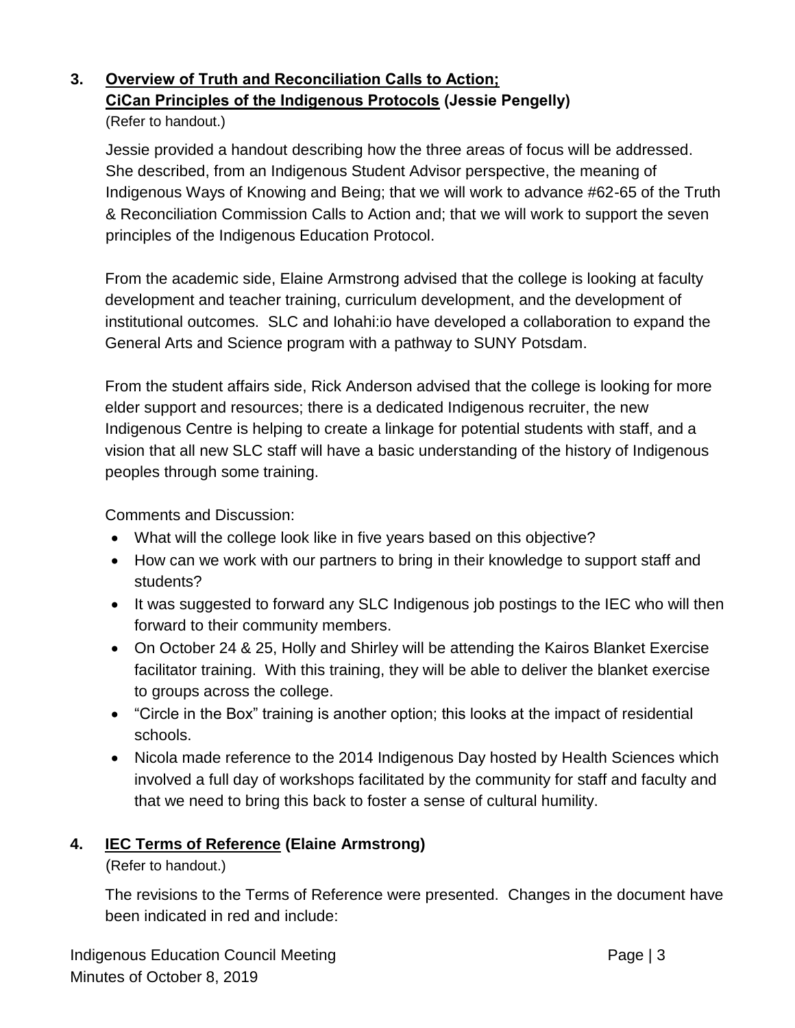## 3. Overview of Truth and Reconciliation Calls to Action; CiCan Principles of the Indigenous Protocols (Jessie Pengelly)

(Refer to handout.)

Jessie provided a handout describing how the three areas of focus will be addressed. She described, from an Indigenous Student Advisor perspective, the meaning of Indigenous Ways of Knowing and Being; that we will work to advance #62-65 of the Truth & Reconciliation Commission Calls to Action and; that we will work to support the seven principles of the Indigenous Education Protocol.

From the academic side, Elaine Armstrong advised that the college is looking at faculty development and teacher training, curriculum development, and the development of institutional outcomes. SLC and Iohahi:io have developed a collaboration to expand the General Arts and Science program with a pathway to SUNY Potsdam.

From the student affairs side, Rick Anderson advised that the college is looking for more elder support and resources; there is a dedicated Indigenous recruiter, the new Indigenous Centre is helping to create a linkage for potential students with staff, and a vision that all new SLC staff will have a basic understanding of the history of Indigenous peoples through some training.

Comments and Discussion:

- What will the college look like in five years based on this objective?
- How can we work with our partners to bring in their knowledge to support staff and students?
- It was suggested to forward any SLC Indigenous job postings to the IEC who will then forward to their community members.
- On October 24 & 25, Holly and Shirley will be attending the Kairos Blanket Exercise facilitator training. With this training, they will be able to deliver the blanket exercise to groups across the college.
- “Circle in the Box” training is another option; this looks at the impact of residential schools.
- Nicola made reference to the 2014 Indigenous Day hosted by Health Sciences which involved a full day of workshops facilitated by the community for staff and faculty and that we need to bring this back to foster a sense of cultural humility.

## 4. IEC Terms of Reference (Elaine Armstrong)

(Refer to handout.)

The revisions to the Terms of Reference were presented. Changes in the document have been indicated in red and include: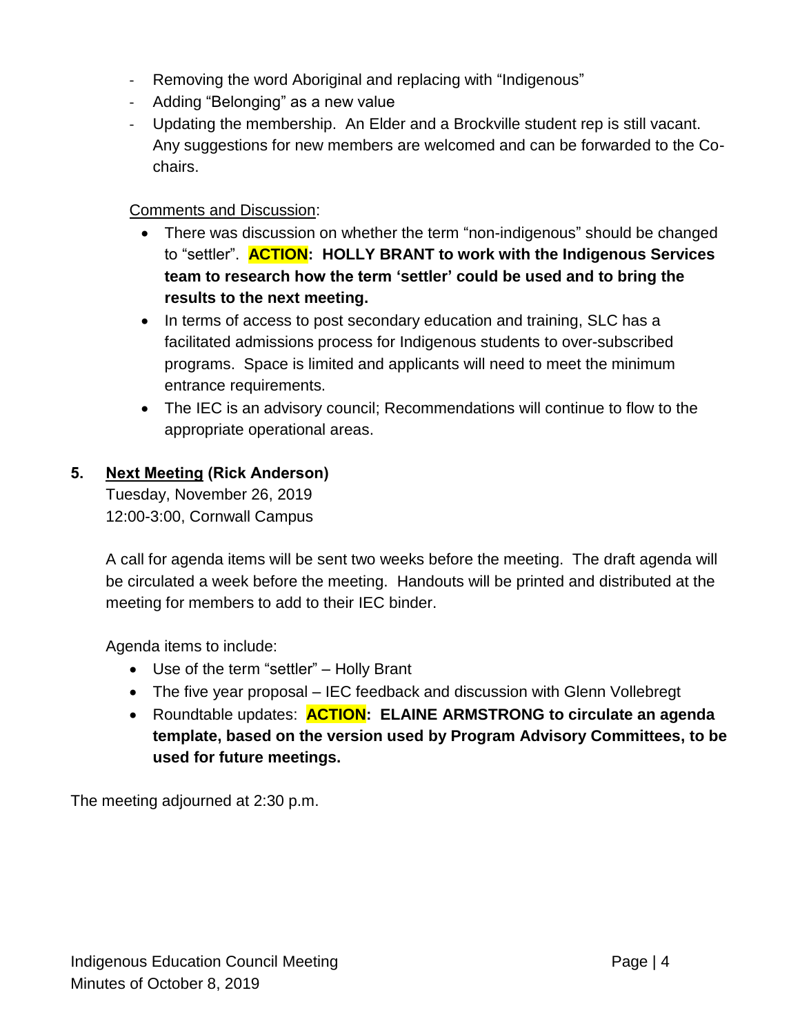- Removing the word Aboriginal and replacing with "Indigenous"
- Adding "Belonging" as a new value
- Updating the membership. An Elder and a Brockville student rep is still vacant. Any suggestions for new members are welcomed and can be forwarded to the Co-chairs.

Comments and Discussion:

- There was discussion on whether the term "non-indigenous" should be changed to "settler". **ACTION: HOLLY BRANT to work with the Indigenous Services team to research how the term 'settler' could be used and to bring the results to the next meeting.**
- In terms of access to post secondary education and training, SLC has a facilitated admissions process for Indigenous students to over-subscribed programs. Space is limited and applicants will need to meet the minimum entrance requirements.
- The IEC is an advisory council; Recommendations will continue to flow to the appropriate operational areas.

**5. Next Meeting (Rick Anderson)**

Tuesday, November 26, 2019
12:00-3:00, Cornwall Campus

A call for agenda items will be sent two weeks before the meeting. The draft agenda will be circulated a week before the meeting. Handouts will be printed and distributed at the meeting for members to add to their IEC binder.

Agenda items to include:

- Use of the term "settler" – Holly Brant
- The five year proposal – IEC feedback and discussion with Glenn Vollebregt
- Roundtable updates: **ACTION: ELAINE ARMSTRONG to circulate an agenda template, based on the version used by Program Advisory Committees, to be used for future meetings.**

The meeting adjourned at 2:30 p.m.